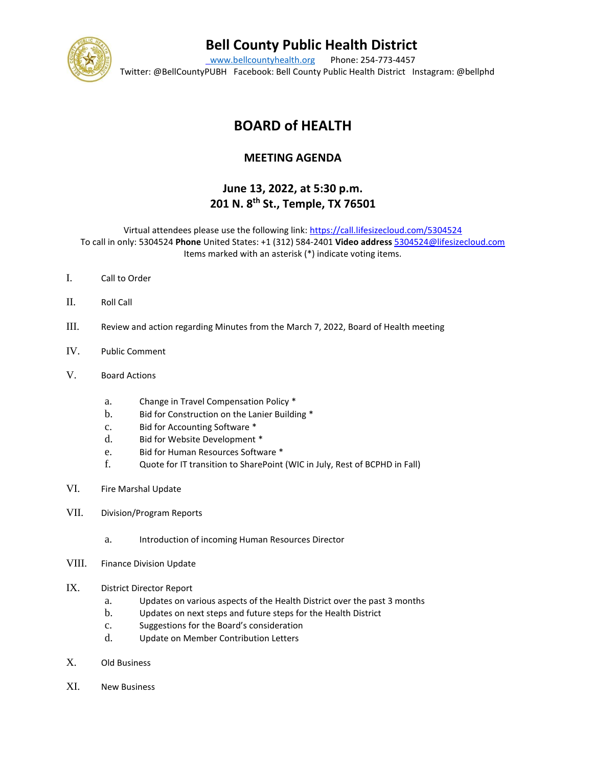# Bell County Public Health District

www.bellcountyhealth.org Phone: 254-773-4457
Twitter: @BellCountyPUBH Facebook: Bell County Public Health District Instagram: @bellphd

## BOARD of HEALTH

### MEETING AGENDA

### June 13, 2022, at 5:30 p.m.
### 201 N. 8th St., Temple, TX 76501

Virtual attendees please use the following link: https://call.lifesizecloud.com/5304524
To call in only: 5304524 **Phone** United States: +1 (312) 584-2401 **Video address** 5304524@lifesizecloud.com
Items marked with an asterisk (*) indicate voting items.

I. Call to Order

II. Roll Call

III. Review and action regarding Minutes from the March 7, 2022, Board of Health meeting

IV. Public Comment

V. Board Actions

   a. Change in Travel Compensation Policy *
   b. Bid for Construction on the Lanier Building *
   c. Bid for Accounting Software *
   d. Bid for Website Development *
   e. Bid for Human Resources Software *
   f. Quote for IT transition to SharePoint (WIC in July, Rest of BCPHD in Fall)

VI. Fire Marshal Update

VII. Division/Program Reports

   a. Introduction of incoming Human Resources Director

VIII. Finance Division Update

IX. District Director Report

   a. Updates on various aspects of the Health District over the past 3 months
   b. Updates on next steps and future steps for the Health District
   c. Suggestions for the Board's consideration
   d. Update on Member Contribution Letters

X. Old Business

XI. New Business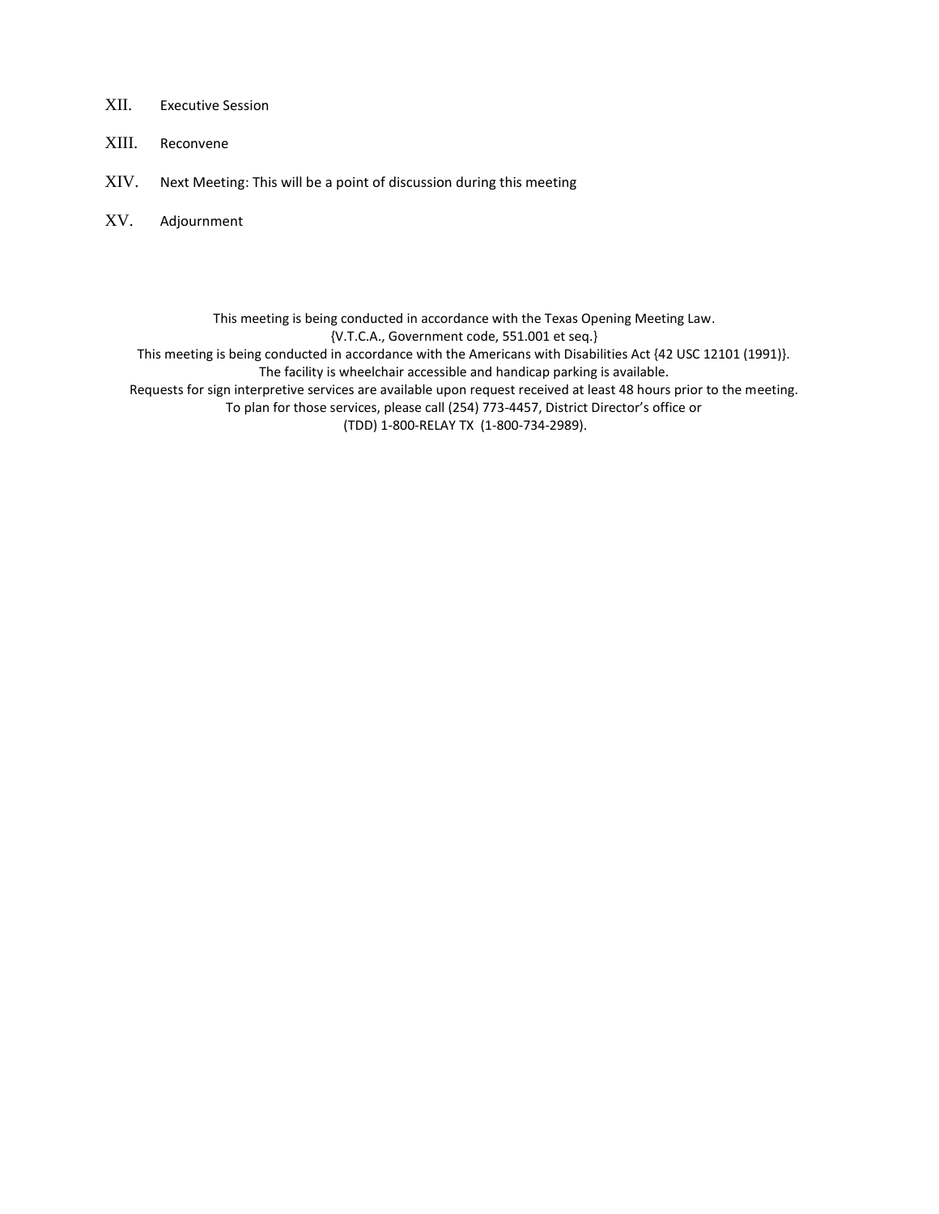XII. Executive Session

XIII. Reconvene

XIV. Next Meeting: This will be a point of discussion during this meeting

XV. Adjournment

This meeting is being conducted in accordance with the Texas Opening Meeting Law.
{V.T.C.A., Government code, 551.001 et seq.}
This meeting is being conducted in accordance with the Americans with Disabilities Act {42 USC 12101 (1991)}.
The facility is wheelchair accessible and handicap parking is available.
Requests for sign interpretive services are available upon request received at least 48 hours prior to the meeting.
To plan for those services, please call (254) 773-4457, District Director's office or
(TDD) 1-800-RELAY TX (1-800-734-2989).